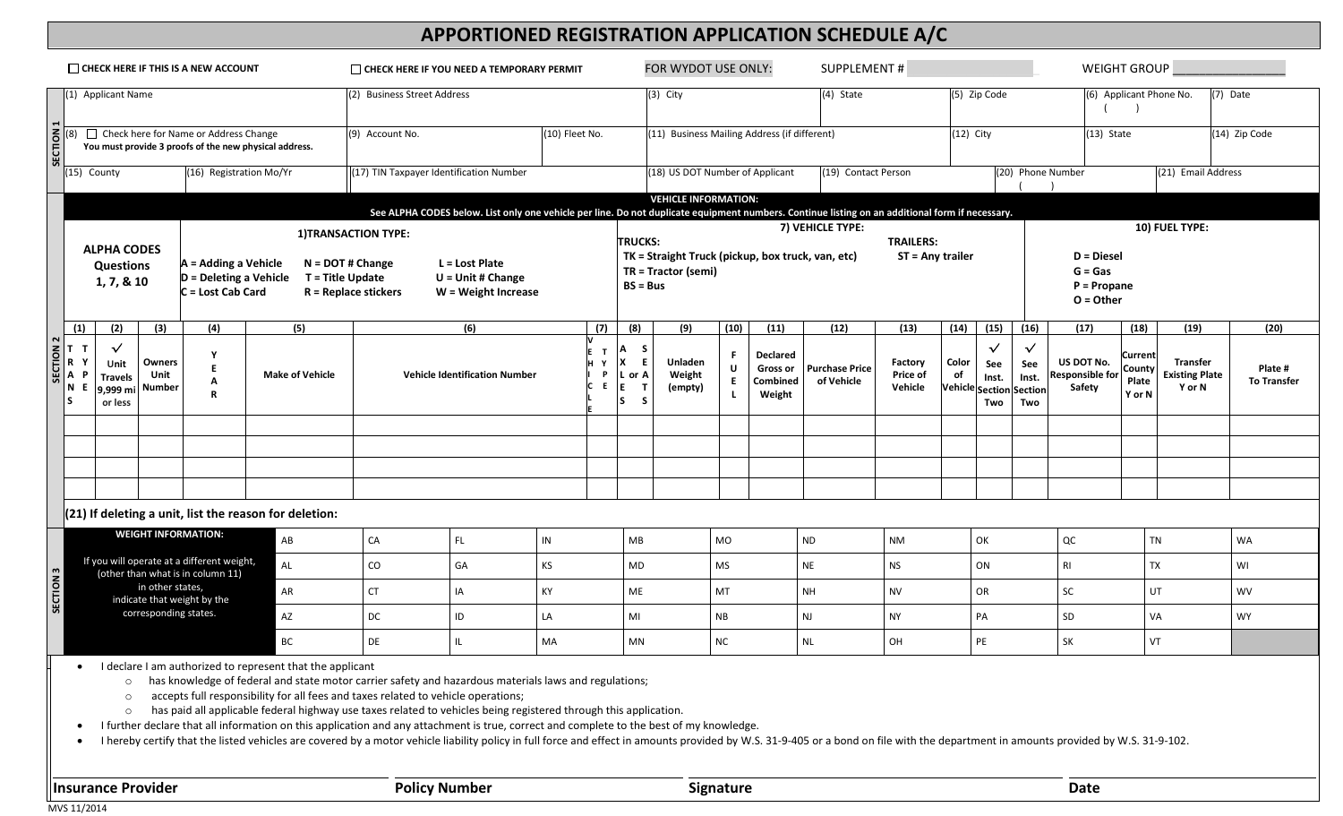# APPORTIONED REGISTRATION APPLICATION SCHEDULE A/C

☐ CHECK HERE IF THIS IS A NEW ACCOUNT ☐ CHECK HERE IF YOU NEED A TEMPORARY PERMIT FOR WYDOT USE ONLY: SUPPLEMENT # WEIGHT GROUP ________________

**SECTION 1**

| (1) Applicant Name | (2) Business Street Address | | (3) City | (4) State | (5) Zip Code | (6) Applicant Phone No. ( ) | (7) Date |
|---|---|---|---|---|---|---|---|
| (8) ☐ Check here for Name or Address Change. You must provide 3 proofs of the new physical address. | (9) Account No. | (10) Fleet No. | (11) Business Mailing Address (if different) | | (12) City | (13) State | (14) Zip Code |
| (15) County / (16) Registration Mo/Yr | (17) TIN Taxpayer Identification Number | | (18) US DOT Number of Applicant | (19) Contact Person | (20) Phone Number ( ) | (21) Email Address | |

**SECTION 2**

**VEHICLE INFORMATION:**
See ALPHA CODES below. List only one vehicle per line. Do not duplicate equipment numbers. Continue listing on an additional form if necessary.

**ALPHA CODES Questions 1, 7, & 10**

**1) TRANSACTION TYPE:**
- A = Adding a Vehicle
- D = Deleting a Vehicle
- C = Lost Cab Card
- N = DOT # Change
- T = Title Update
- R = Replace stickers
- L = Lost Plate
- U = Unit # Change
- W = Weight Increase

**7) VEHICLE TYPE:**
TRUCKS:
- TK = Straight Truck (pickup, box truck, van, etc)
- TR = Tractor (semi)
- BS = Bus

TRAILERS:
- ST = Any trailer

**10) FUEL TYPE:**
- D = Diesel
- G = Gas
- P = Propane
- O = Other

| (1) TRANS TYPE | (2) ✓ Unit Travels 9,999 mi or less | (3) Owners Unit Number | (4) YEAR | (5) Make of Vehicle | (6) Vehicle Identification Number | (7) VEHICLE TYPE | (8) AXLES or AXLE SETS | (9) Unladen Weight (empty) | (10) FUEL | (11) Declared Gross or Combined Weight | (12) Purchase Price of Vehicle | (13) Factory Price of Vehicle | (14) Color of Vehicle | (15) ✓ See Inst. Section Two | (16) ✓ See Inst. Section Two | (17) US DOT No. Responsible for Safety | (18) Current County Plate Y or N | (19) Transfer Existing Plate Y or N | (20) Plate # To Transfer |
|---|---|---|---|---|---|---|---|---|---|---|---|---|---|---|---|---|---|---|---|
| | | | | | | | | | | | | | | | | | | | |
| | | | | | | | | | | | | | | | | | | | |
| | | | | | | | | | | | | | | | | | | | |
| | | | | | | | | | | | | | | | | | | | |

(21) If deleting a unit, list the reason for deletion:

**SECTION 3**

**WEIGHT INFORMATION:**
If you will operate at a different weight, (other than what is in column 11) in other states, indicate that weight by the corresponding states.

| | | | | | | | | | | | | |
|---|---|---|---|---|---|---|---|---|---|---|---|---|
| AB | CA | FL | IN | MB | MO | ND | NM | OK | QC | TN | WA |
| AL | CO | GA | KS | MD | MS | NE | NS | ON | RI | TX | WI |
| AR | CT | IA | KY | ME | MT | NH | NV | OR | SC | UT | WV |
| AZ | DC | ID | LA | MI | NB | NJ | NY | PA | SD | VA | WY |
| BC | DE | IL | MA | MN | NC | NL | OH | PE | SK | VT | |

- I declare I am authorized to represent that the applicant
  - has knowledge of federal and state motor carrier safety and hazardous materials laws and regulations;
  - accepts full responsibility for all fees and taxes related to vehicle operations;
  - has paid all applicable federal highway use taxes related to vehicles being registered through this application.
- I further declare that all information on this application and any attachment is true, correct and complete to the best of my knowledge.
- I hereby certify that the listed vehicles are covered by a motor vehicle liability policy in full force and effect in amounts provided by W.S. 31-9-405 or a bond on file with the department in amounts provided by W.S. 31-9-102.

**Insurance Provider** **Policy Number** **Signature** **Date**

MVS 11/2014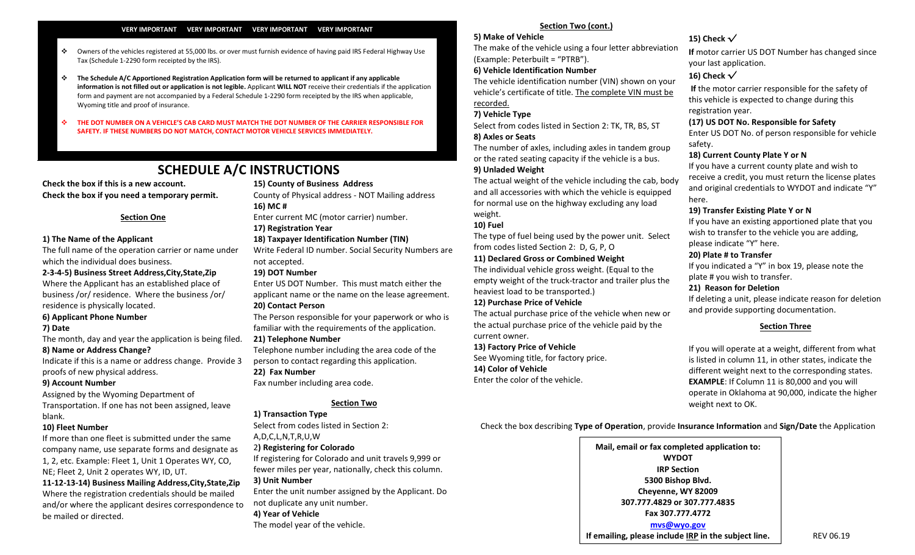**VERY IMPORTANT VERY IMPORTANT VERY IMPORTANT VERY IMPORTANT**

- Owners of the vehicles registered at 55,000 lbs. or over must furnish evidence of having paid IRS Federal Highway Use Tax (Schedule 1-2290 form receipted by the IRS).
- **The Schedule A/C Apportioned Registration Application form will be returned to applicant if any applicable information is not filled out or application is not legible.** Applicant **WILL NOT** receive their credentials if the application form and payment are not accompanied by a Federal Schedule 1-2290 form receipted by the IRS when applicable, Wyoming title and proof of insurance.
- **THE DOT NUMBER ON A VEHICLE'S CAB CARD MUST MATCH THE DOT NUMBER OF THE CARRIER RESPONSIBLE FOR SAFETY. IF THESE NUMBERS DO NOT MATCH, CONTACT MOTOR VEHICLE SERVICES IMMEDIATELY.**

# SCHEDULE A/C INSTRUCTIONS

**Check the box if this is a new account.**
**Check the box if you need a temporary permit.**

## Section One

**1) The Name of the Applicant**
The full name of the operation carrier or name under which the individual does business.

**2-3-4-5) Business Street Address,City,State,Zip**
Where the Applicant has an established place of business /or/ residence. Where the business /or/ residence is physically located.

**6) Applicant Phone Number**

**7) Date**
The month, day and year the application is being filed.

**8) Name or Address Change?**
Indicate if this is a name or address change. Provide 3 proofs of new physical address.

**9) Account Number**
Assigned by the Wyoming Department of Transportation. If one has not been assigned, leave blank.

**10) Fleet Number**
If more than one fleet is submitted under the same company name, use separate forms and designate as 1, 2, etc. Example: Fleet 1, Unit 1 Operates WY, CO, NE; Fleet 2, Unit 2 operates WY, ID, UT.

**11-12-13-14) Business Mailing Address,City,State,Zip**
Where the registration credentials should be mailed and/or where the applicant desires correspondence to be mailed or directed.

**15) County of Business Address**
County of Physical address - NOT Mailing address

**16) MC #**
Enter current MC (motor carrier) number.

**17) Registration Year**

**18) Taxpayer Identification Number (TIN)**
Write Federal ID number. Social Security Numbers are not accepted.

**19) DOT Number**
Enter US DOT Number. This must match either the applicant name or the name on the lease agreement.

**20) Contact Person**
The Person responsible for your paperwork or who is familiar with the requirements of the application.

**21) Telephone Number**
Telephone number including the area code of the person to contact regarding this application.

**22) Fax Number**
Fax number including area code.

## Section Two

**1) Transaction Type**
Select from codes listed in Section 2: A,D,C,L,N,T,R,U,W

**2) Registering for Colorado**
If registering for Colorado and unit travels 9,999 or fewer miles per year, nationally, check this column.

**3) Unit Number**
Enter the unit number assigned by the Applicant. Do not duplicate any unit number.

**4) Year of Vehicle**
The model year of the vehicle.

## Section Two (cont.)

**5) Make of Vehicle**
The make of the vehicle using a four letter abbreviation (Example: Peterbuilt = "PTRB").

**6) Vehicle Identification Number**
The vehicle identification number (VIN) shown on your vehicle's certificate of title. The complete VIN must be recorded.

**7) Vehicle Type**
Select from codes listed in Section 2: TK, TR, BS, ST

**8) Axles or Seats**
The number of axles, including axles in tandem group or the rated seating capacity if the vehicle is a bus.

**9) Unladed Weight**
The actual weight of the vehicle including the cab, body and all accessories with which the vehicle is equipped for normal use on the highway excluding any load weight.

**10) Fuel**
The type of fuel being used by the power unit. Select from codes listed Section 2: D, G, P, O

**11) Declared Gross or Combined Weight**
The individual vehicle gross weight. (Equal to the empty weight of the truck-tractor and trailer plus the heaviest load to be transported.)

**12) Purchase Price of Vehicle**
The actual purchase price of the vehicle when new or the actual purchase price of the vehicle paid by the current owner.

**13) Factory Price of Vehicle**
See Wyoming title, for factory price.

**14) Color of Vehicle**
Enter the color of the vehicle.

**15) Check ✓**
**If** motor carrier US DOT Number has changed since your last application.

**16) Check ✓**
**If** the motor carrier responsible for the safety of this vehicle is expected to change during this registration year.

**(17) US DOT No. Responsible for Safety**
Enter US DOT No. of person responsible for vehicle safety.

**18) Current County Plate Y or N**
If you have a current county plate and wish to receive a credit, you must return the license plates and original credentials to WYDOT and indicate "Y" here.

**19) Transfer Existing Plate Y or N**
If you have an existing apportioned plate that you wish to transfer to the vehicle you are adding, please indicate "Y" here.

**20) Plate # to Transfer**
If you indicated a "Y" in box 19, please note the plate # you wish to transfer.

**21) Reason for Deletion**
If deleting a unit, please indicate reason for deletion and provide supporting documentation.

## Section Three

If you will operate at a weight, different from what is listed in column 11, in other states, indicate the different weight next to the corresponding states. **EXAMPLE**: If Column 11 is 80,000 and you will operate in Oklahoma at 90,000, indicate the higher weight next to OK.

Check the box describing **Type of Operation**, provide **Insurance Information** and **Sign/Date** the Application

**Mail, email or fax completed application to:**
**WYDOT**
**IRP Section**
**5300 Bishop Blvd.**
**Cheyenne, WY 82009**
**307.777.4829 or 307.777.4835**
**Fax 307.777.4772**
**mvs@wyo.gov**
**If emailing, please include IRP in the subject line.**

REV 06.19